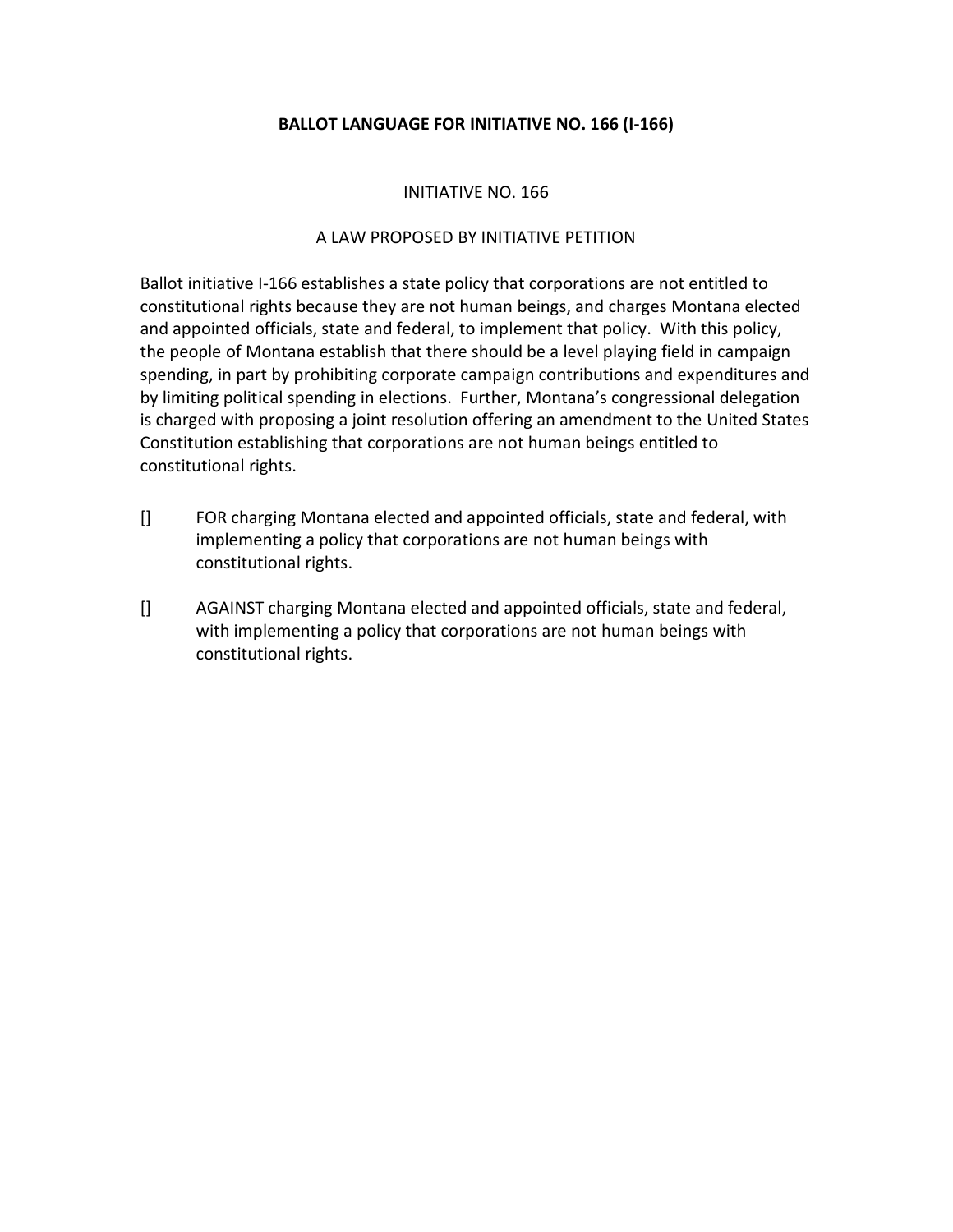# BALLOT LANGUAGE FOR INITIATIVE NO. 166 (I-166)

INITIATIVE NO. 166

A LAW PROPOSED BY INITIATIVE PETITION

Ballot initiative I-166 establishes a state policy that corporations are not entitled to constitutional rights because they are not human beings, and charges Montana elected and appointed officials, state and federal, to implement that policy. With this policy, the people of Montana establish that there should be a level playing field in campaign spending, in part by prohibiting corporate campaign contributions and expenditures and by limiting political spending in elections. Further, Montana's congressional delegation is charged with proposing a joint resolution offering an amendment to the United States Constitution establishing that corporations are not human beings entitled to constitutional rights.

[] FOR charging Montana elected and appointed officials, state and federal, with implementing a policy that corporations are not human beings with constitutional rights.

[] AGAINST charging Montana elected and appointed officials, state and federal, with implementing a policy that corporations are not human beings with constitutional rights.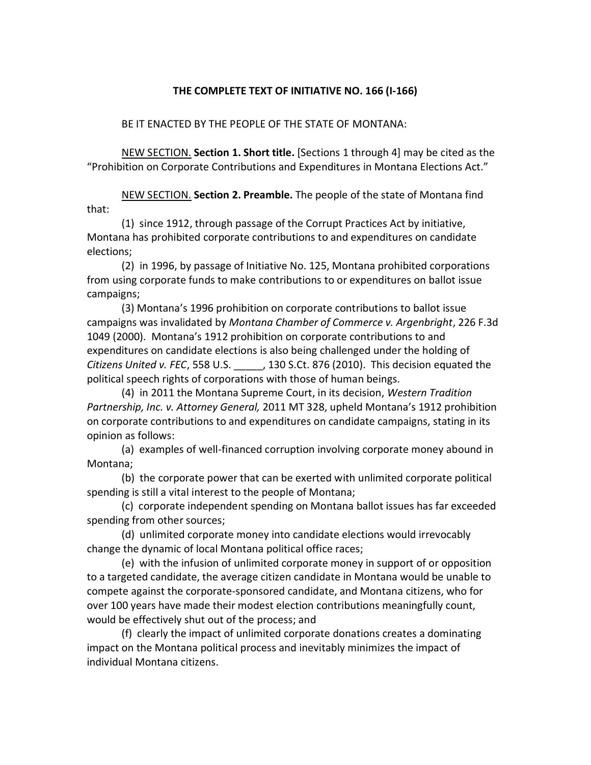**THE COMPLETE TEXT OF INITIATIVE NO. 166 (I-166)**

BE IT ENACTED BY THE PEOPLE OF THE STATE OF MONTANA:

NEW SECTION. **Section 1. Short title.** [Sections 1 through 4] may be cited as the "Prohibition on Corporate Contributions and Expenditures in Montana Elections Act."

NEW SECTION. **Section 2. Preamble.** The people of the state of Montana find that:

(1) since 1912, through passage of the Corrupt Practices Act by initiative, Montana has prohibited corporate contributions to and expenditures on candidate elections;

(2) in 1996, by passage of Initiative No. 125, Montana prohibited corporations from using corporate funds to make contributions to or expenditures on ballot issue campaigns;

(3) Montana's 1996 prohibition on corporate contributions to ballot issue campaigns was invalidated by *Montana Chamber of Commerce v. Argenbright*, 226 F.3d 1049 (2000). Montana's 1912 prohibition on corporate contributions to and expenditures on candidate elections is also being challenged under the holding of *Citizens United v. FEC*, 558 U.S. _____, 130 S.Ct. 876 (2010). This decision equated the political speech rights of corporations with those of human beings.

(4) in 2011 the Montana Supreme Court, in its decision, *Western Tradition Partnership, Inc. v. Attorney General,* 2011 MT 328, upheld Montana's 1912 prohibition on corporate contributions to and expenditures on candidate campaigns, stating in its opinion as follows:

(a) examples of well-financed corruption involving corporate money abound in Montana;

(b) the corporate power that can be exerted with unlimited corporate political spending is still a vital interest to the people of Montana;

(c) corporate independent spending on Montana ballot issues has far exceeded spending from other sources;

(d) unlimited corporate money into candidate elections would irrevocably change the dynamic of local Montana political office races;

(e) with the infusion of unlimited corporate money in support of or opposition to a targeted candidate, the average citizen candidate in Montana would be unable to compete against the corporate-sponsored candidate, and Montana citizens, who for over 100 years have made their modest election contributions meaningfully count, would be effectively shut out of the process; and

(f) clearly the impact of unlimited corporate donations creates a dominating impact on the Montana political process and inevitably minimizes the impact of individual Montana citizens.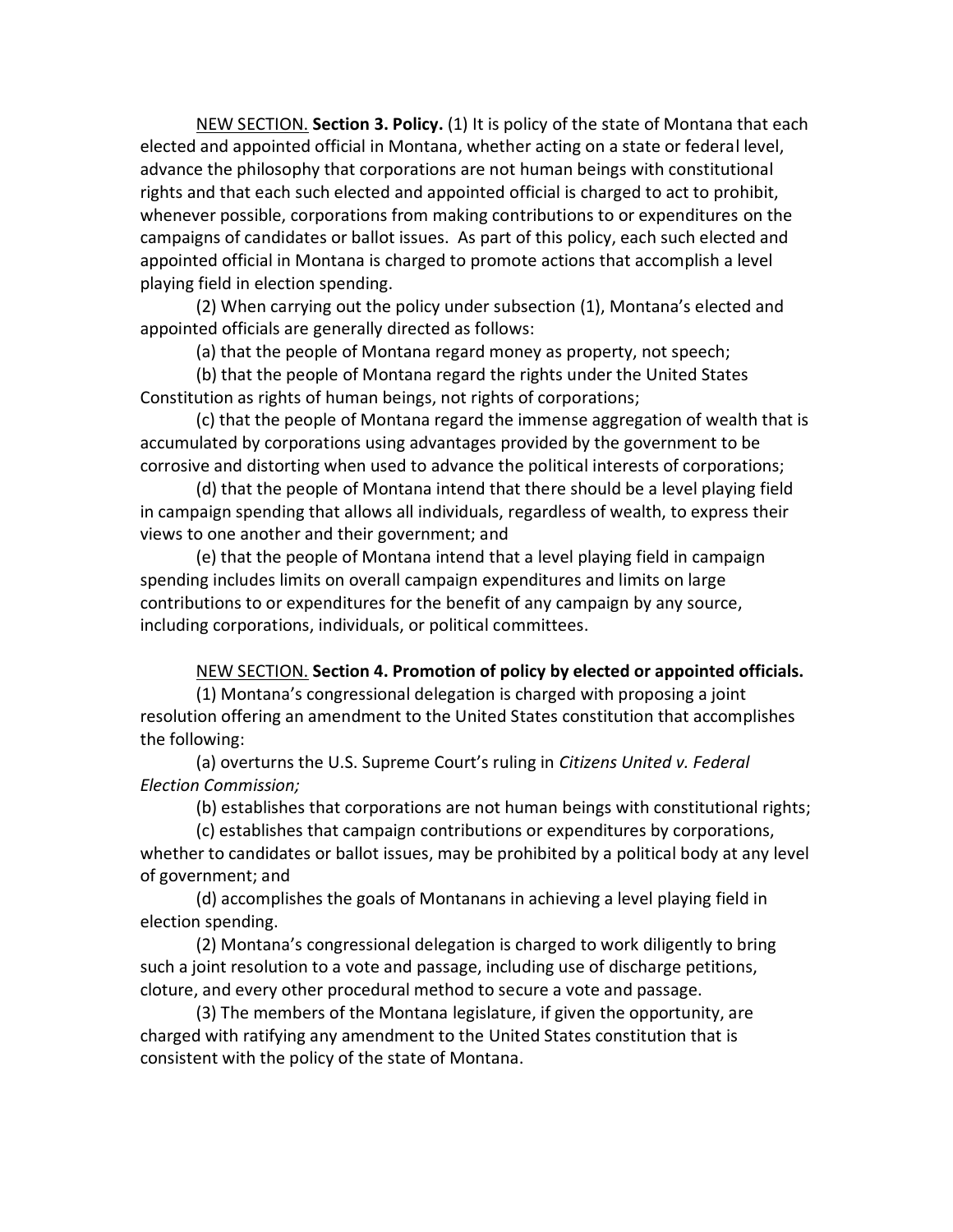<u>NEW SECTION.</u> **Section 3. Policy.** (1) It is policy of the state of Montana that each elected and appointed official in Montana, whether acting on a state or federal level, advance the philosophy that corporations are not human beings with constitutional rights and that each such elected and appointed official is charged to act to prohibit, whenever possible, corporations from making contributions to or expenditures on the campaigns of candidates or ballot issues. As part of this policy, each such elected and appointed official in Montana is charged to promote actions that accomplish a level playing field in election spending.

(2) When carrying out the policy under subsection (1), Montana's elected and appointed officials are generally directed as follows:

(a) that the people of Montana regard money as property, not speech;

(b) that the people of Montana regard the rights under the United States Constitution as rights of human beings, not rights of corporations;

(c) that the people of Montana regard the immense aggregation of wealth that is accumulated by corporations using advantages provided by the government to be corrosive and distorting when used to advance the political interests of corporations;

(d) that the people of Montana intend that there should be a level playing field in campaign spending that allows all individuals, regardless of wealth, to express their views to one another and their government; and

(e) that the people of Montana intend that a level playing field in campaign spending includes limits on overall campaign expenditures and limits on large contributions to or expenditures for the benefit of any campaign by any source, including corporations, individuals, or political committees.

<u>NEW SECTION.</u> **Section 4. Promotion of policy by elected or appointed officials.**

(1) Montana's congressional delegation is charged with proposing a joint resolution offering an amendment to the United States constitution that accomplishes the following:

(a) overturns the U.S. Supreme Court's ruling in *Citizens United v. Federal Election Commission;*

(b) establishes that corporations are not human beings with constitutional rights;

(c) establishes that campaign contributions or expenditures by corporations, whether to candidates or ballot issues, may be prohibited by a political body at any level of government; and

(d) accomplishes the goals of Montanans in achieving a level playing field in election spending.

(2) Montana's congressional delegation is charged to work diligently to bring such a joint resolution to a vote and passage, including use of discharge petitions, cloture, and every other procedural method to secure a vote and passage.

(3) The members of the Montana legislature, if given the opportunity, are charged with ratifying any amendment to the United States constitution that is consistent with the policy of the state of Montana.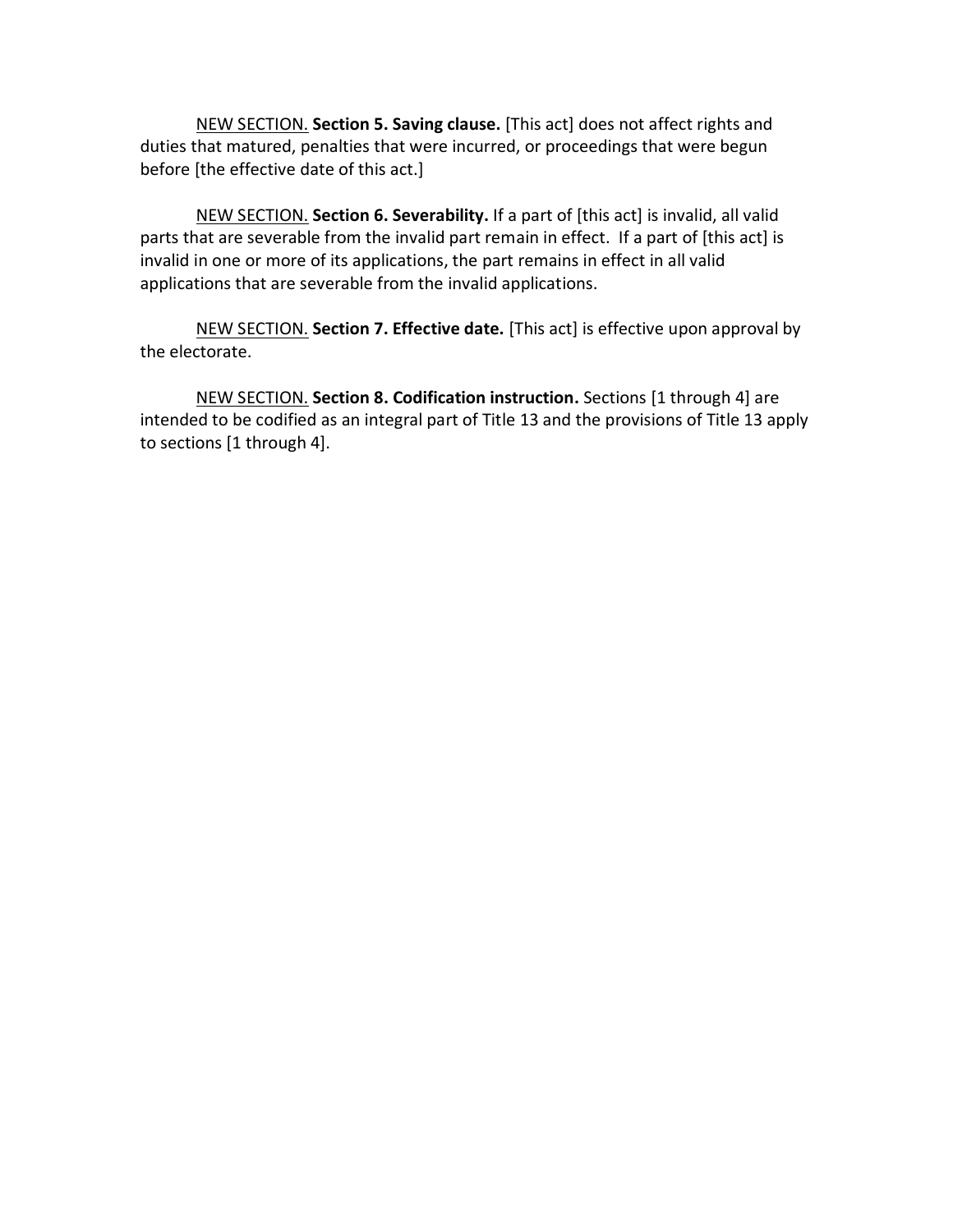NEW SECTION. **Section 5. Saving clause.** [This act] does not affect rights and duties that matured, penalties that were incurred, or proceedings that were begun before [the effective date of this act.]

NEW SECTION. **Section 6. Severability.** If a part of [this act] is invalid, all valid parts that are severable from the invalid part remain in effect. If a part of [this act] is invalid in one or more of its applications, the part remains in effect in all valid applications that are severable from the invalid applications.

NEW SECTION. **Section 7. Effective date.** [This act] is effective upon approval by the electorate.

NEW SECTION. **Section 8. Codification instruction.** Sections [1 through 4] are intended to be codified as an integral part of Title 13 and the provisions of Title 13 apply to sections [1 through 4].